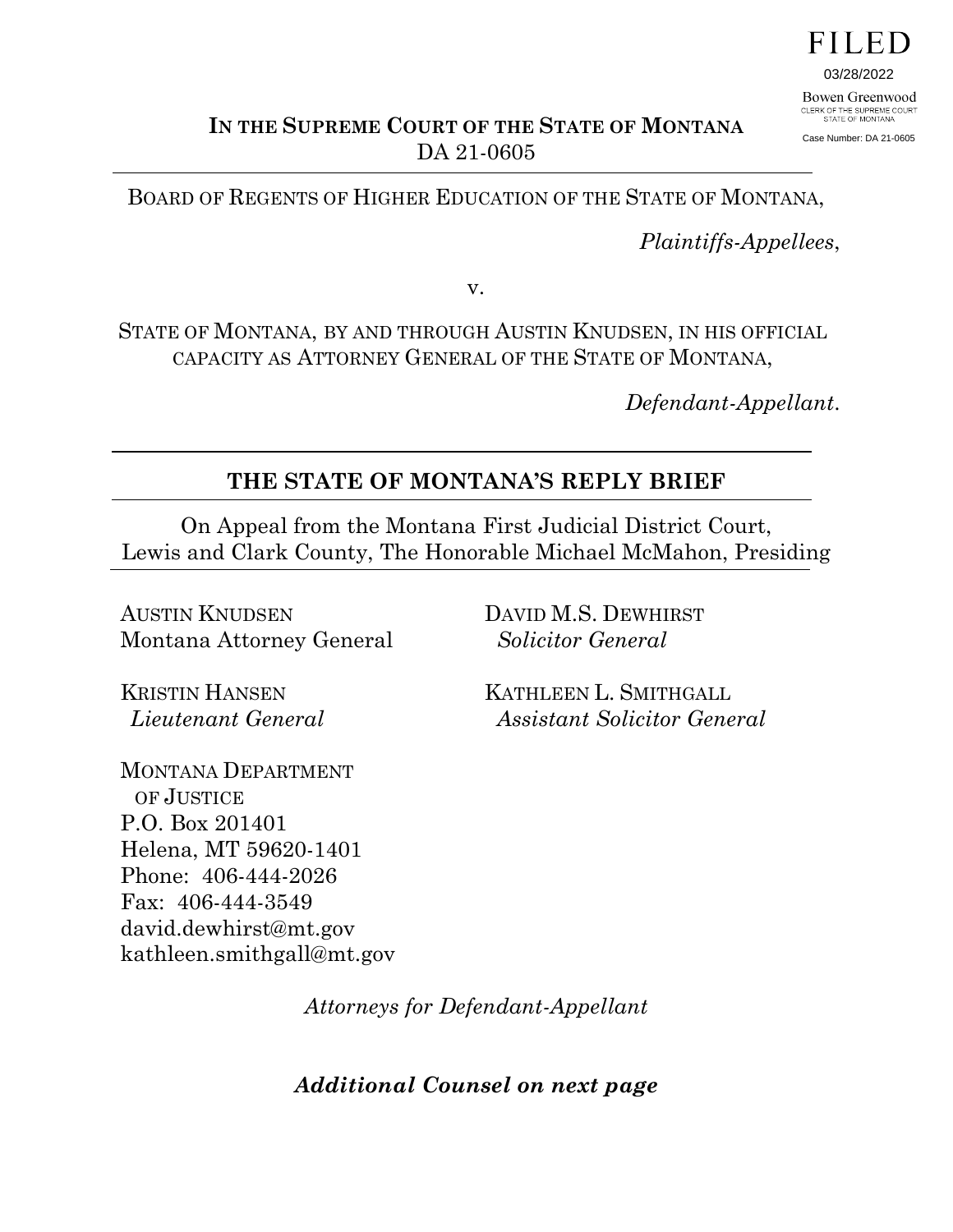FILED

03/28/2022

Bowen Greenwood
CLERK OF THE SUPREME COURT
STATE OF MONTANA

Case Number: DA 21-0605

**IN THE SUPREME COURT OF THE STATE OF MONTANA**
DA 21-0605

---

BOARD OF REGENTS OF HIGHER EDUCATION OF THE STATE OF MONTANA,

*Plaintiffs-Appellees*,

v.

STATE OF MONTANA, BY AND THROUGH AUSTIN KNUDSEN, IN HIS OFFICIAL CAPACITY AS ATTORNEY GENERAL OF THE STATE OF MONTANA,

*Defendant-Appellant*.

---

## THE STATE OF MONTANA'S REPLY BRIEF

On Appeal from the Montana First Judicial District Court, Lewis and Clark County, The Honorable Michael McMahon, Presiding

---

AUSTIN KNUDSEN
Montana Attorney General

KRISTIN HANSEN
*Lieutenant General*

DAVID M.S. DEWHIRST
*Solicitor General*

KATHLEEN L. SMITHGALL
*Assistant Solicitor General*

MONTANA DEPARTMENT OF JUSTICE
P.O. Box 201401
Helena, MT 59620-1401
Phone: 406-444-2026
Fax: 406-444-3549
david.dewhirst@mt.gov
kathleen.smithgall@mt.gov

*Attorneys for Defendant-Appellant*

***Additional Counsel on next page***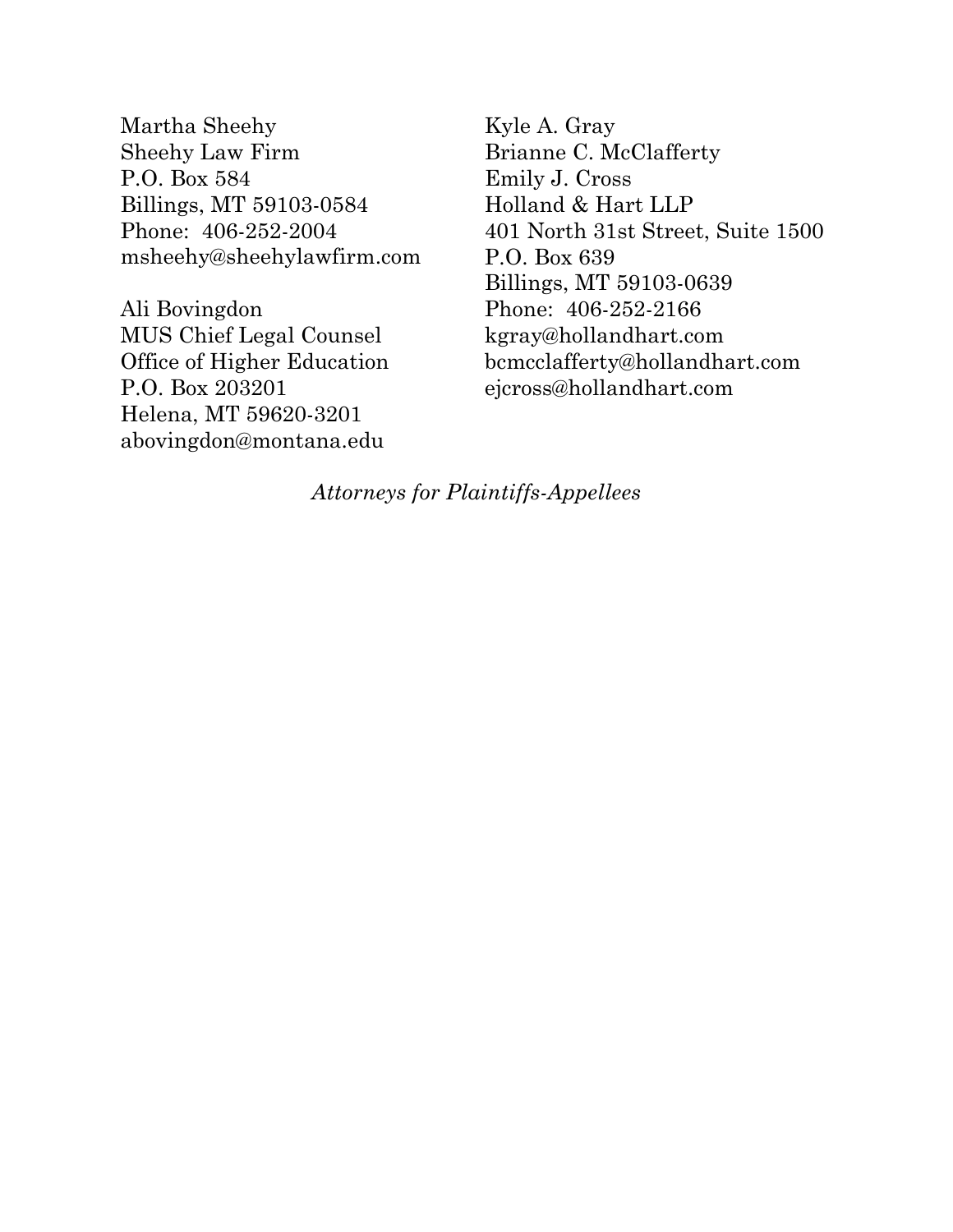Martha Sheehy
Sheehy Law Firm
P.O. Box 584
Billings, MT 59103-0584
Phone: 406-252-2004
msheehy@sheehylawfirm.com

Ali Bovingdon
MUS Chief Legal Counsel
Office of Higher Education
P.O. Box 203201
Helena, MT 59620-3201
abovingdon@montana.edu

Kyle A. Gray
Brianne C. McClafferty
Emily J. Cross
Holland & Hart LLP
401 North 31st Street, Suite 1500
P.O. Box 639
Billings, MT 59103-0639
Phone: 406-252-2166
kgray@hollandhart.com
bcmcclafferty@hollandhart.com
ejcross@hollandhart.com

*Attorneys for Plaintiffs-Appellees*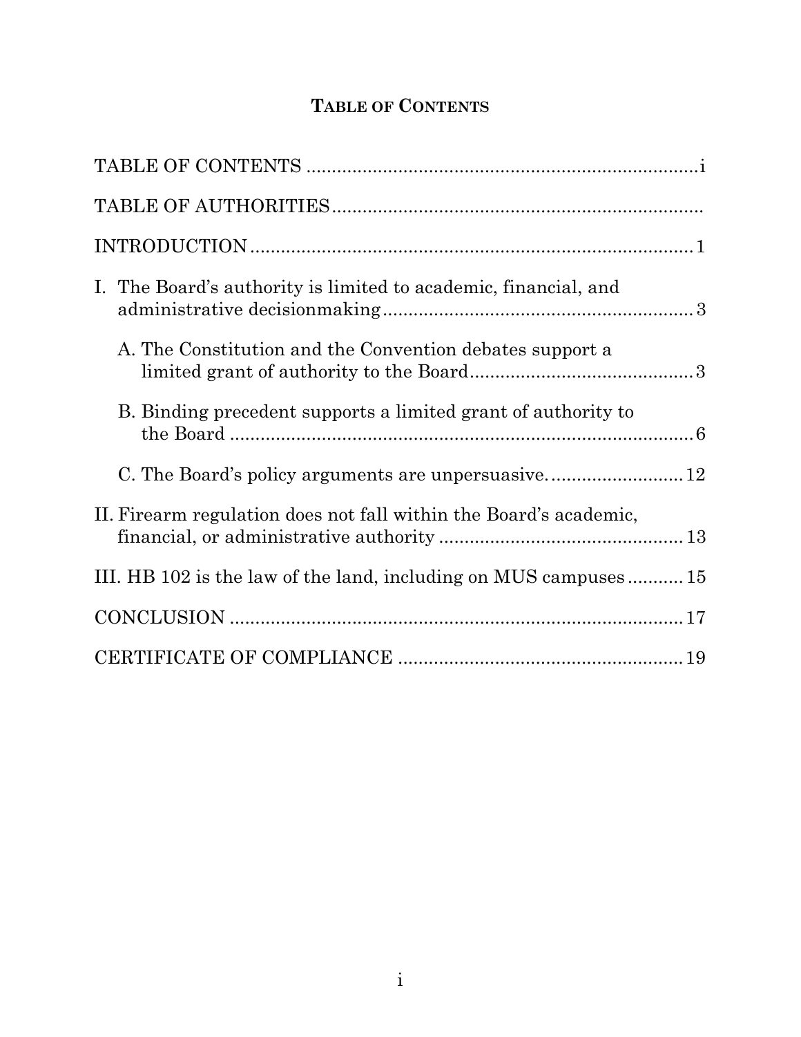# TABLE OF CONTENTS

TABLE OF CONTENTS ............................................................................i

TABLE OF AUTHORITIES........................................................................

INTRODUCTION ......................................................................................1

I. The Board's authority is limited to academic, financial, and administrative decisionmaking ............................................................3

- A. The Constitution and the Convention debates support a limited grant of authority to the Board............................................3
- B. Binding precedent supports a limited grant of authority to the Board ..........................................................................................6
- C. The Board's policy arguments are unpersuasive. .........................12

II. Firearm regulation does not fall within the Board's academic, financial, or administrative authority ................................................13

III. HB 102 is the law of the land, including on MUS campuses ...........15

CONCLUSION ........................................................................................17

CERTIFICATE OF COMPLIANCE .......................................................19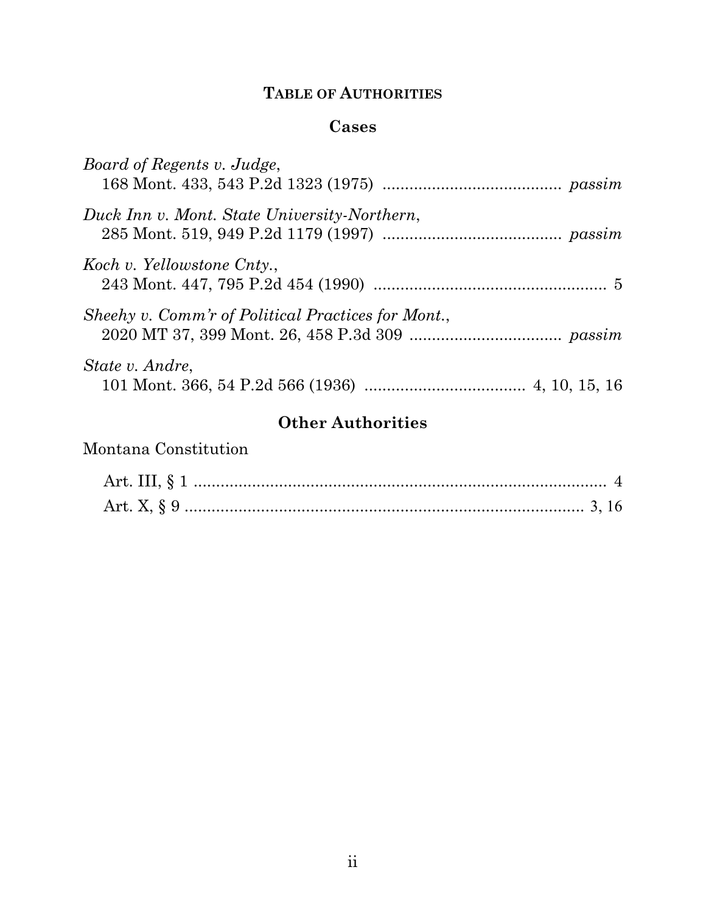## TABLE OF AUTHORITIES

### Cases

*Board of Regents v. Judge*,
168 Mont. 433, 543 P.2d 1323 (1975) ........................................ *passim*

*Duck Inn v. Mont. State University-Northern*,
285 Mont. 519, 949 P.2d 1179 (1997) ........................................ *passim*

*Koch v. Yellowstone Cnty.*,
243 Mont. 447, 795 P.2d 454 (1990) .................................................... 5

*Sheehy v. Comm'r of Political Practices for Mont.*,
2020 MT 37, 399 Mont. 26, 458 P.3d 309 .................................. *passim*

*State v. Andre*,
101 Mont. 366, 54 P.2d 566 (1936) .................................... 4, 10, 15, 16

### Other Authorities

Montana Constitution

Art. III, § 1 ............................................................................................ 4
Art. X, § 9 ........................................................................................ 3, 16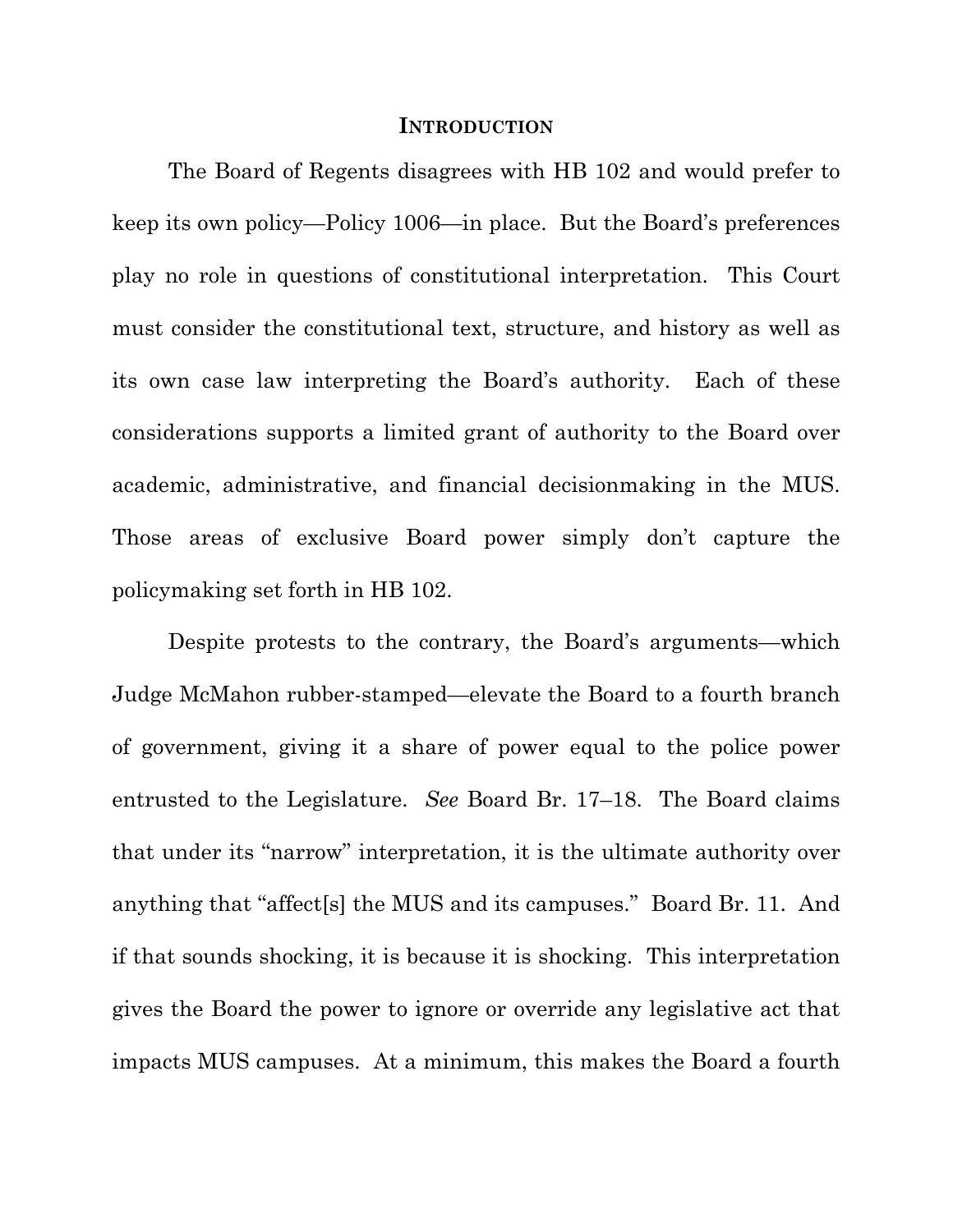# INTRODUCTION

The Board of Regents disagrees with HB 102 and would prefer to keep its own policy—Policy 1006—in place. But the Board's preferences play no role in questions of constitutional interpretation. This Court must consider the constitutional text, structure, and history as well as its own case law interpreting the Board's authority. Each of these considerations supports a limited grant of authority to the Board over academic, administrative, and financial decisionmaking in the MUS. Those areas of exclusive Board power simply don't capture the policymaking set forth in HB 102.

Despite protests to the contrary, the Board's arguments—which Judge McMahon rubber-stamped—elevate the Board to a fourth branch of government, giving it a share of power equal to the police power entrusted to the Legislature. *See* Board Br. 17–18. The Board claims that under its "narrow" interpretation, it is the ultimate authority over anything that "affect[s] the MUS and its campuses." Board Br. 11. And if that sounds shocking, it is because it is shocking. This interpretation gives the Board the power to ignore or override any legislative act that impacts MUS campuses. At a minimum, this makes the Board a fourth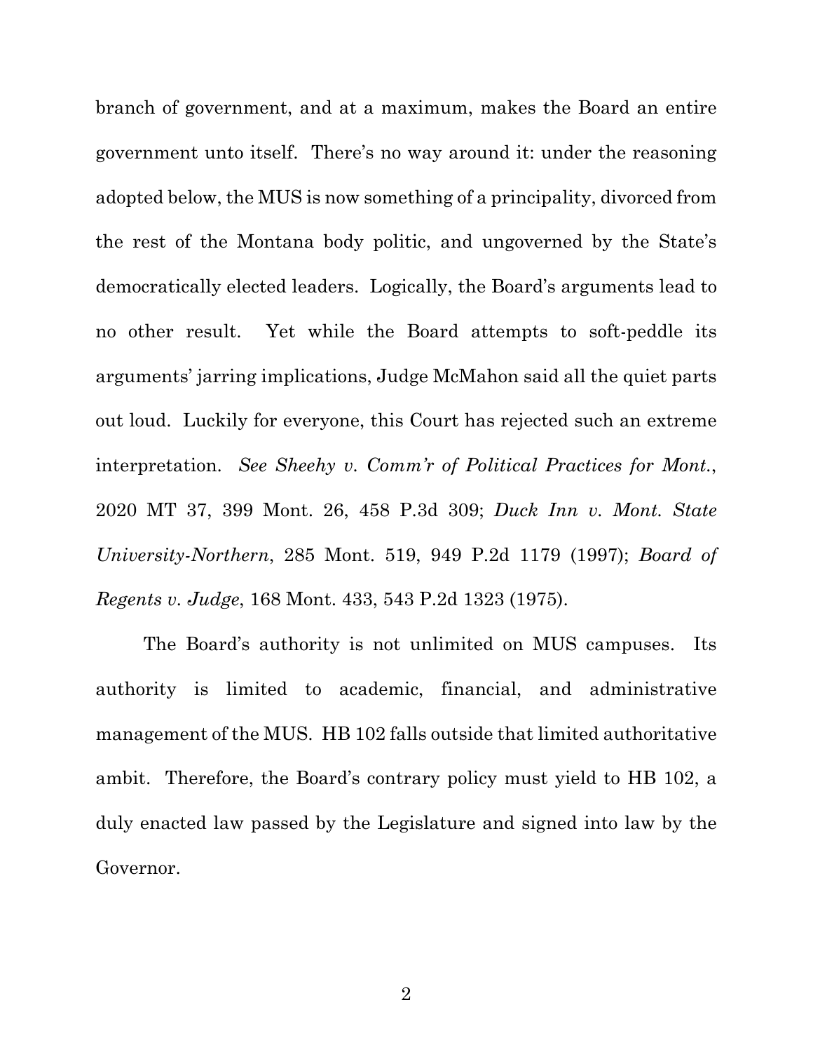branch of government, and at a maximum, makes the Board an entire government unto itself. There's no way around it: under the reasoning adopted below, the MUS is now something of a principality, divorced from the rest of the Montana body politic, and ungoverned by the State's democratically elected leaders. Logically, the Board's arguments lead to no other result. Yet while the Board attempts to soft-peddle its arguments' jarring implications, Judge McMahon said all the quiet parts out loud. Luckily for everyone, this Court has rejected such an extreme interpretation. *See Sheehy v. Comm'r of Political Practices for Mont.*, 2020 MT 37, 399 Mont. 26, 458 P.3d 309; *Duck Inn v. Mont. State University-Northern*, 285 Mont. 519, 949 P.2d 1179 (1997); *Board of Regents v. Judge*, 168 Mont. 433, 543 P.2d 1323 (1975).

The Board's authority is not unlimited on MUS campuses. Its authority is limited to academic, financial, and administrative management of the MUS. HB 102 falls outside that limited authoritative ambit. Therefore, the Board's contrary policy must yield to HB 102, a duly enacted law passed by the Legislature and signed into law by the Governor.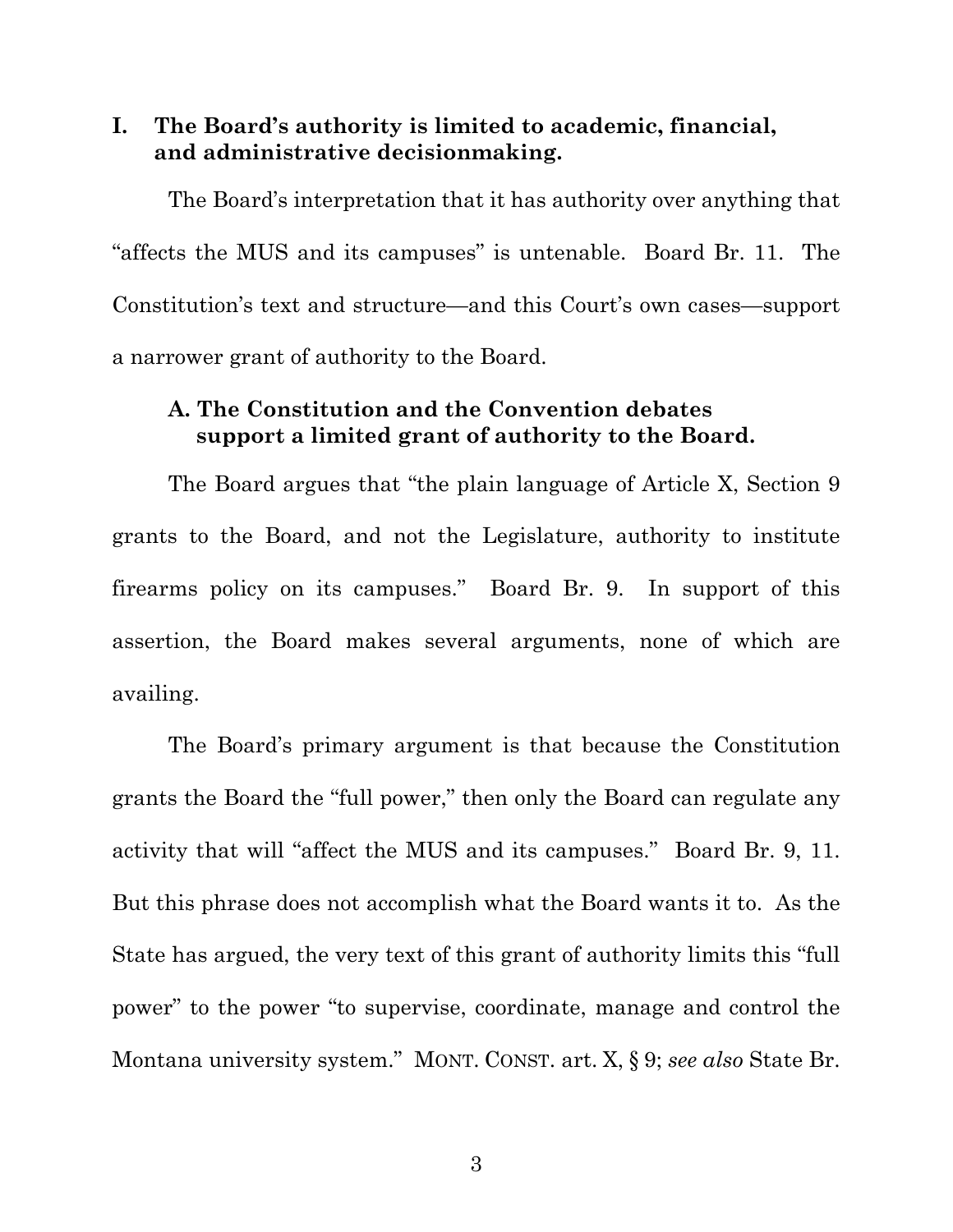## I. The Board's authority is limited to academic, financial, and administrative decisionmaking.

The Board's interpretation that it has authority over anything that "affects the MUS and its campuses" is untenable. Board Br. 11. The Constitution's text and structure—and this Court's own cases—support a narrower grant of authority to the Board.

### A. The Constitution and the Convention debates support a limited grant of authority to the Board.

The Board argues that "the plain language of Article X, Section 9 grants to the Board, and not the Legislature, authority to institute firearms policy on its campuses." Board Br. 9. In support of this assertion, the Board makes several arguments, none of which are availing.

The Board's primary argument is that because the Constitution grants the Board the "full power," then only the Board can regulate any activity that will "affect the MUS and its campuses." Board Br. 9, 11. But this phrase does not accomplish what the Board wants it to. As the State has argued, the very text of this grant of authority limits this "full power" to the power "to supervise, coordinate, manage and control the Montana university system." MONT. CONST. art. X, § 9; *see also* State Br.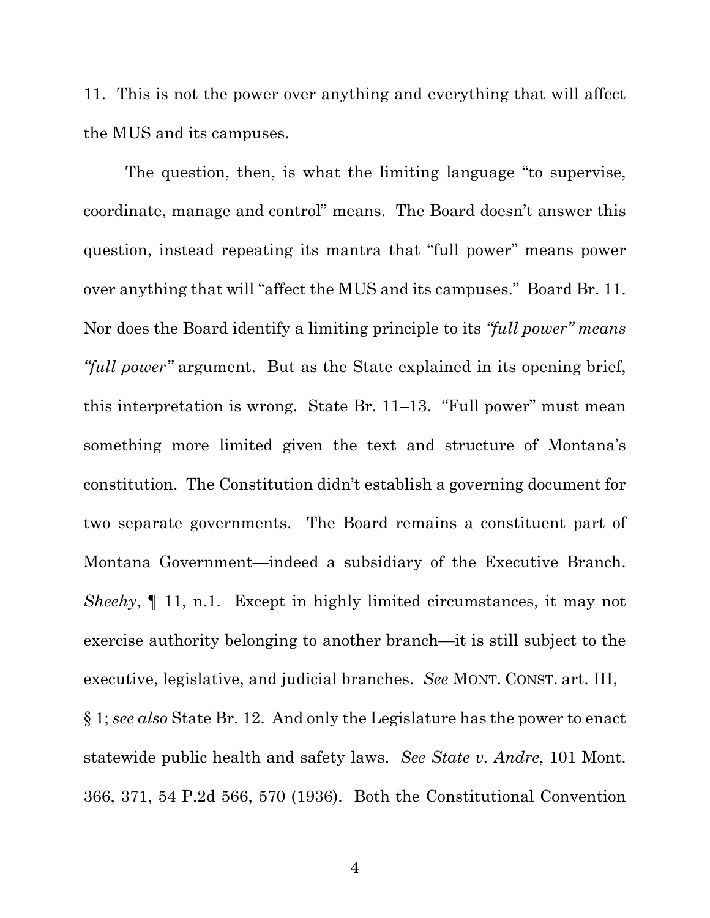11. This is not the power over anything and everything that will affect the MUS and its campuses.

The question, then, is what the limiting language "to supervise, coordinate, manage and control" means. The Board doesn't answer this question, instead repeating its mantra that "full power" means power over anything that will "affect the MUS and its campuses." Board Br. 11. Nor does the Board identify a limiting principle to its *"full power" means "full power"* argument. But as the State explained in its opening brief, this interpretation is wrong. State Br. 11–13. "Full power" must mean something more limited given the text and structure of Montana's constitution. The Constitution didn't establish a governing document for two separate governments. The Board remains a constituent part of Montana Government—indeed a subsidiary of the Executive Branch. *Sheehy*, ¶ 11, n.1. Except in highly limited circumstances, it may not exercise authority belonging to another branch—it is still subject to the executive, legislative, and judicial branches. *See* MONT. CONST. art. III, § 1; *see also* State Br. 12. And only the Legislature has the power to enact statewide public health and safety laws. *See State v. Andre*, 101 Mont. 366, 371, 54 P.2d 566, 570 (1936). Both the Constitutional Convention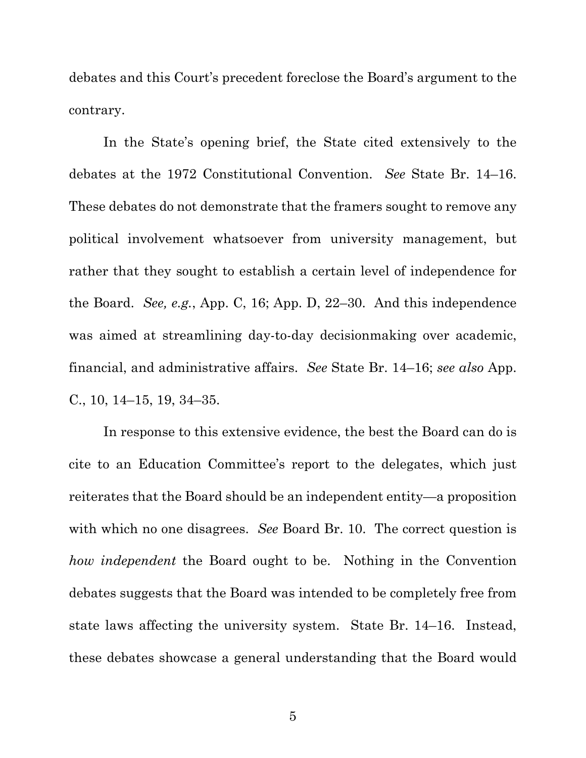debates and this Court's precedent foreclose the Board's argument to the contrary.

In the State's opening brief, the State cited extensively to the debates at the 1972 Constitutional Convention. *See* State Br. 14–16. These debates do not demonstrate that the framers sought to remove any political involvement whatsoever from university management, but rather that they sought to establish a certain level of independence for the Board. *See, e.g.*, App. C, 16; App. D, 22–30. And this independence was aimed at streamlining day-to-day decisionmaking over academic, financial, and administrative affairs. *See* State Br. 14–16; *see also* App. C., 10, 14–15, 19, 34–35.

In response to this extensive evidence, the best the Board can do is cite to an Education Committee's report to the delegates, which just reiterates that the Board should be an independent entity—a proposition with which no one disagrees. *See* Board Br. 10. The correct question is *how independent* the Board ought to be. Nothing in the Convention debates suggests that the Board was intended to be completely free from state laws affecting the university system. State Br. 14–16. Instead, these debates showcase a general understanding that the Board would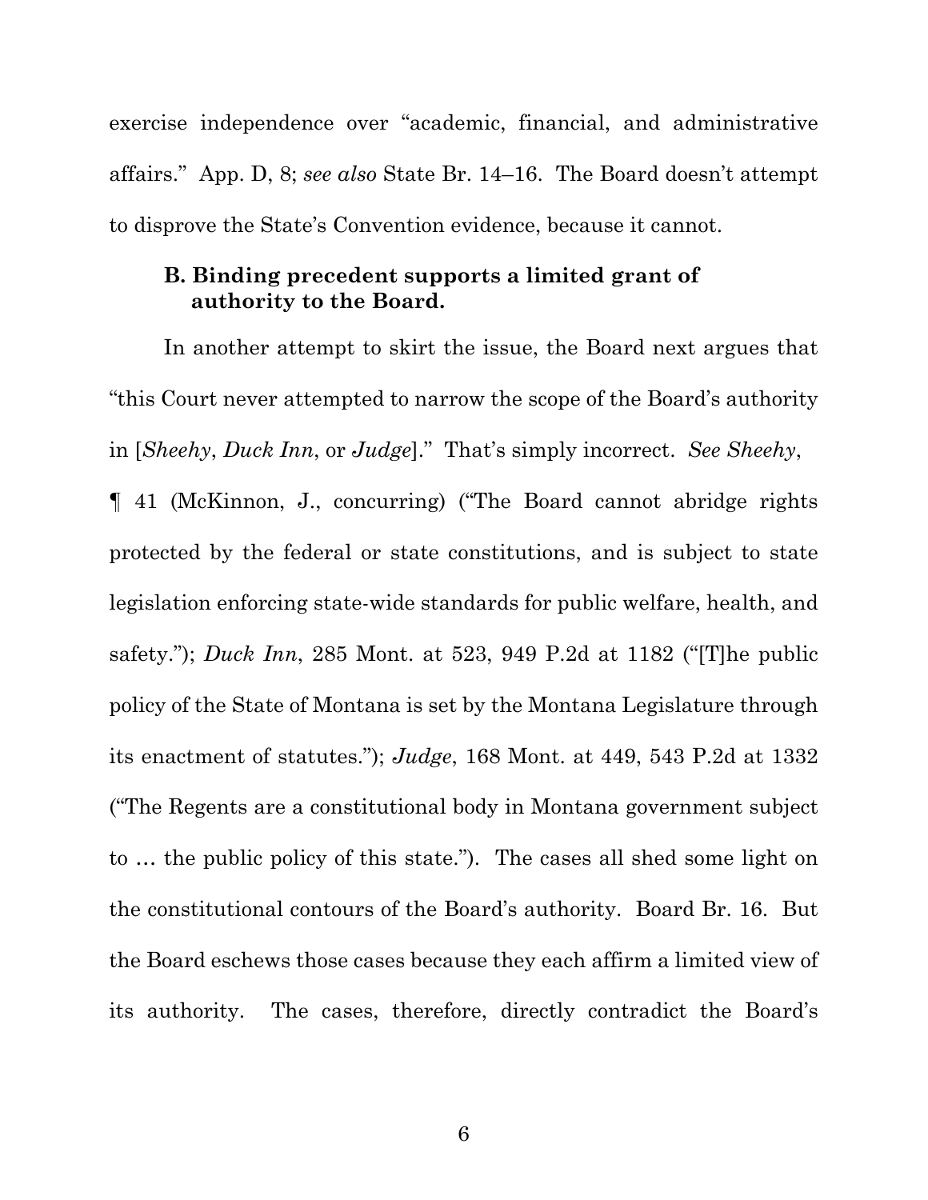exercise independence over "academic, financial, and administrative affairs." App. D, 8; *see also* State Br. 14–16. The Board doesn't attempt to disprove the State's Convention evidence, because it cannot.

### B. Binding precedent supports a limited grant of authority to the Board.

In another attempt to skirt the issue, the Board next argues that "this Court never attempted to narrow the scope of the Board's authority in [*Sheehy*, *Duck Inn*, or *Judge*]." That's simply incorrect. *See Sheehy*, ¶ 41 (McKinnon, J., concurring) ("The Board cannot abridge rights protected by the federal or state constitutions, and is subject to state legislation enforcing state-wide standards for public welfare, health, and safety."); *Duck Inn*, 285 Mont. at 523, 949 P.2d at 1182 ("[T]he public policy of the State of Montana is set by the Montana Legislature through its enactment of statutes."); *Judge*, 168 Mont. at 449, 543 P.2d at 1332 ("The Regents are a constitutional body in Montana government subject to … the public policy of this state."). The cases all shed some light on the constitutional contours of the Board's authority. Board Br. 16. But the Board eschews those cases because they each affirm a limited view of its authority. The cases, therefore, directly contradict the Board's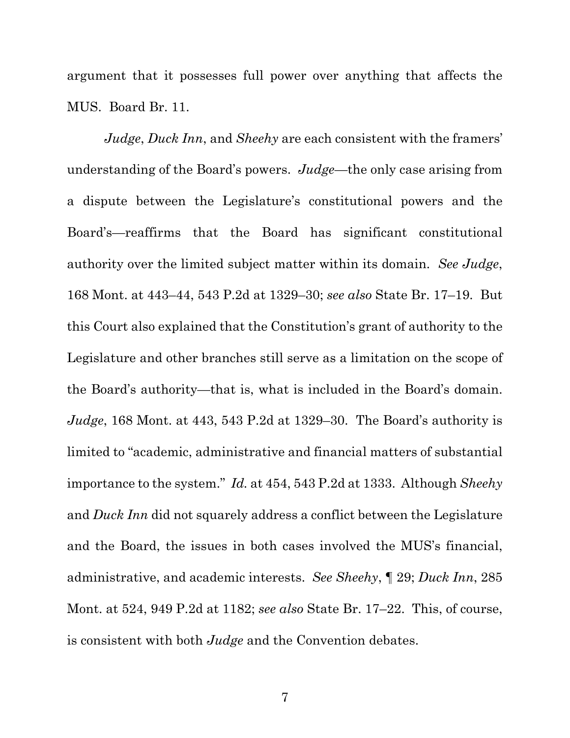argument that it possesses full power over anything that affects the MUS. Board Br. 11.

*Judge*, *Duck Inn*, and *Sheehy* are each consistent with the framers' understanding of the Board's powers. *Judge*—the only case arising from a dispute between the Legislature's constitutional powers and the Board's—reaffirms that the Board has significant constitutional authority over the limited subject matter within its domain. *See Judge*, 168 Mont. at 443–44, 543 P.2d at 1329–30; *see also* State Br. 17–19. But this Court also explained that the Constitution's grant of authority to the Legislature and other branches still serve as a limitation on the scope of the Board's authority—that is, what is included in the Board's domain. *Judge*, 168 Mont. at 443, 543 P.2d at 1329–30. The Board's authority is limited to "academic, administrative and financial matters of substantial importance to the system." *Id.* at 454, 543 P.2d at 1333. Although *Sheehy* and *Duck Inn* did not squarely address a conflict between the Legislature and the Board, the issues in both cases involved the MUS's financial, administrative, and academic interests. *See Sheehy*, ¶ 29; *Duck Inn*, 285 Mont. at 524, 949 P.2d at 1182; *see also* State Br. 17–22. This, of course, is consistent with both *Judge* and the Convention debates.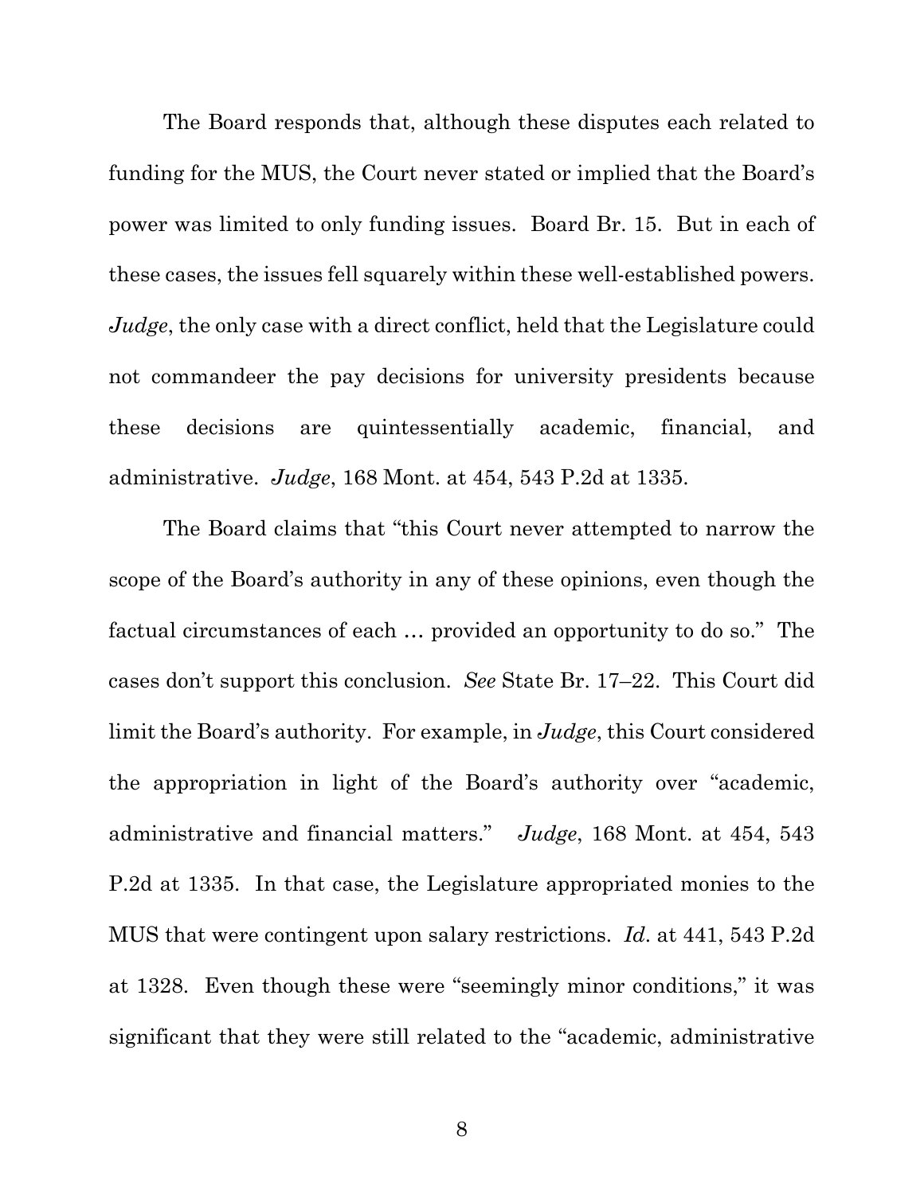The Board responds that, although these disputes each related to funding for the MUS, the Court never stated or implied that the Board's power was limited to only funding issues. Board Br. 15. But in each of these cases, the issues fell squarely within these well-established powers. *Judge*, the only case with a direct conflict, held that the Legislature could not commandeer the pay decisions for university presidents because these decisions are quintessentially academic, financial, and administrative. *Judge*, 168 Mont. at 454, 543 P.2d at 1335.

The Board claims that "this Court never attempted to narrow the scope of the Board's authority in any of these opinions, even though the factual circumstances of each … provided an opportunity to do so." The cases don't support this conclusion. *See* State Br. 17–22. This Court did limit the Board's authority. For example, in *Judge*, this Court considered the appropriation in light of the Board's authority over "academic, administrative and financial matters." *Judge*, 168 Mont. at 454, 543 P.2d at 1335. In that case, the Legislature appropriated monies to the MUS that were contingent upon salary restrictions. *Id.* at 441, 543 P.2d at 1328. Even though these were "seemingly minor conditions," it was significant that they were still related to the "academic, administrative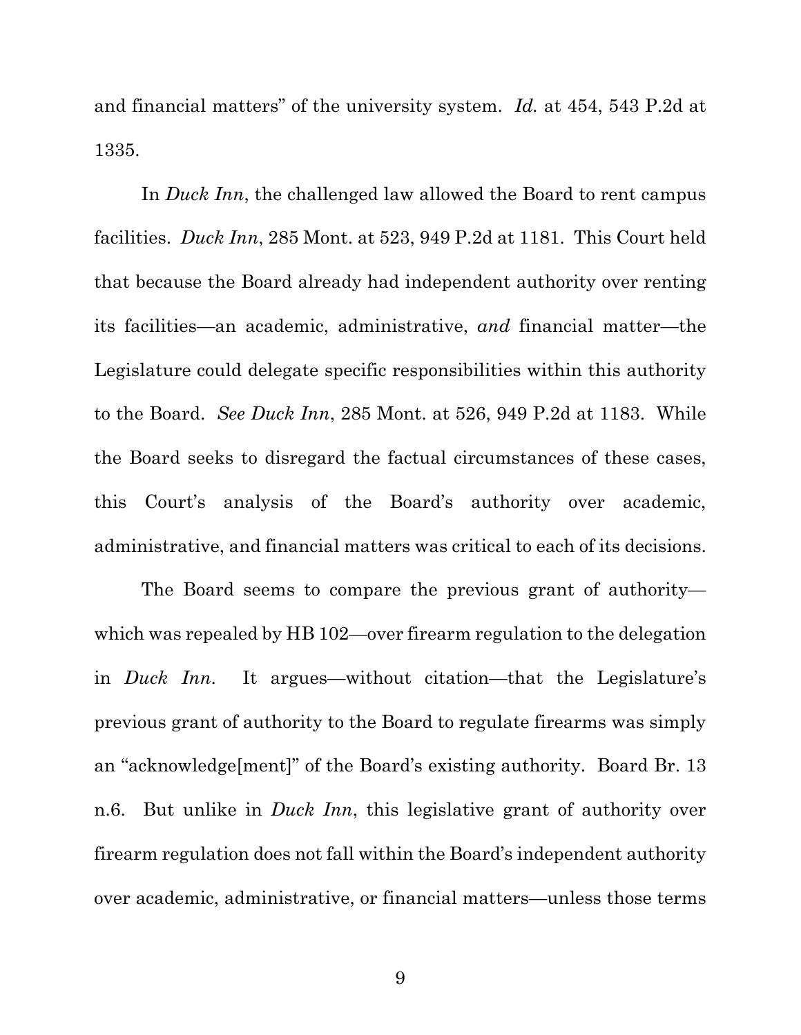and financial matters" of the university system. *Id.* at 454, 543 P.2d at 1335.

In *Duck Inn*, the challenged law allowed the Board to rent campus facilities. *Duck Inn*, 285 Mont. at 523, 949 P.2d at 1181. This Court held that because the Board already had independent authority over renting its facilities—an academic, administrative, *and* financial matter—the Legislature could delegate specific responsibilities within this authority to the Board. *See Duck Inn*, 285 Mont. at 526, 949 P.2d at 1183. While the Board seeks to disregard the factual circumstances of these cases, this Court's analysis of the Board's authority over academic, administrative, and financial matters was critical to each of its decisions.

The Board seems to compare the previous grant of authority—which was repealed by HB 102—over firearm regulation to the delegation in *Duck Inn*. It argues—without citation—that the Legislature's previous grant of authority to the Board to regulate firearms was simply an "acknowledge[ment]" of the Board's existing authority. Board Br. 13 n.6. But unlike in *Duck Inn*, this legislative grant of authority over firearm regulation does not fall within the Board's independent authority over academic, administrative, or financial matters—unless those terms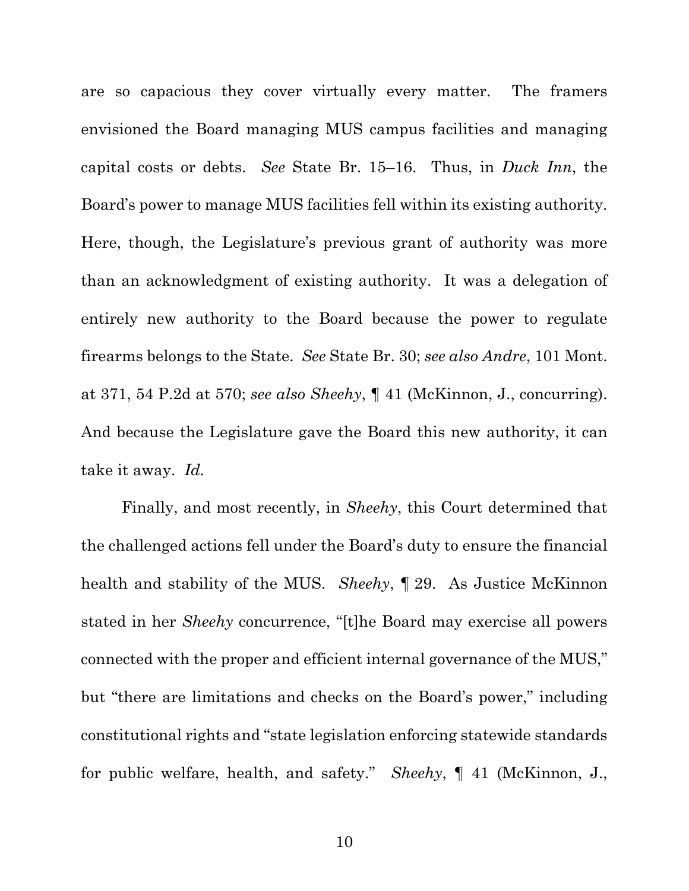are so capacious they cover virtually every matter. The framers envisioned the Board managing MUS campus facilities and managing capital costs or debts. *See* State Br. 15–16. Thus, in *Duck Inn*, the Board's power to manage MUS facilities fell within its existing authority. Here, though, the Legislature's previous grant of authority was more than an acknowledgment of existing authority. It was a delegation of entirely new authority to the Board because the power to regulate firearms belongs to the State. *See* State Br. 30; *see also Andre*, 101 Mont. at 371, 54 P.2d at 570; *see also Sheehy*, ¶ 41 (McKinnon, J., concurring). And because the Legislature gave the Board this new authority, it can take it away. *Id.*

Finally, and most recently, in *Sheehy*, this Court determined that the challenged actions fell under the Board's duty to ensure the financial health and stability of the MUS. *Sheehy*, ¶ 29. As Justice McKinnon stated in her *Sheehy* concurrence, "[t]he Board may exercise all powers connected with the proper and efficient internal governance of the MUS," but "there are limitations and checks on the Board's power," including constitutional rights and "state legislation enforcing statewide standards for public welfare, health, and safety." *Sheehy*, ¶ 41 (McKinnon, J.,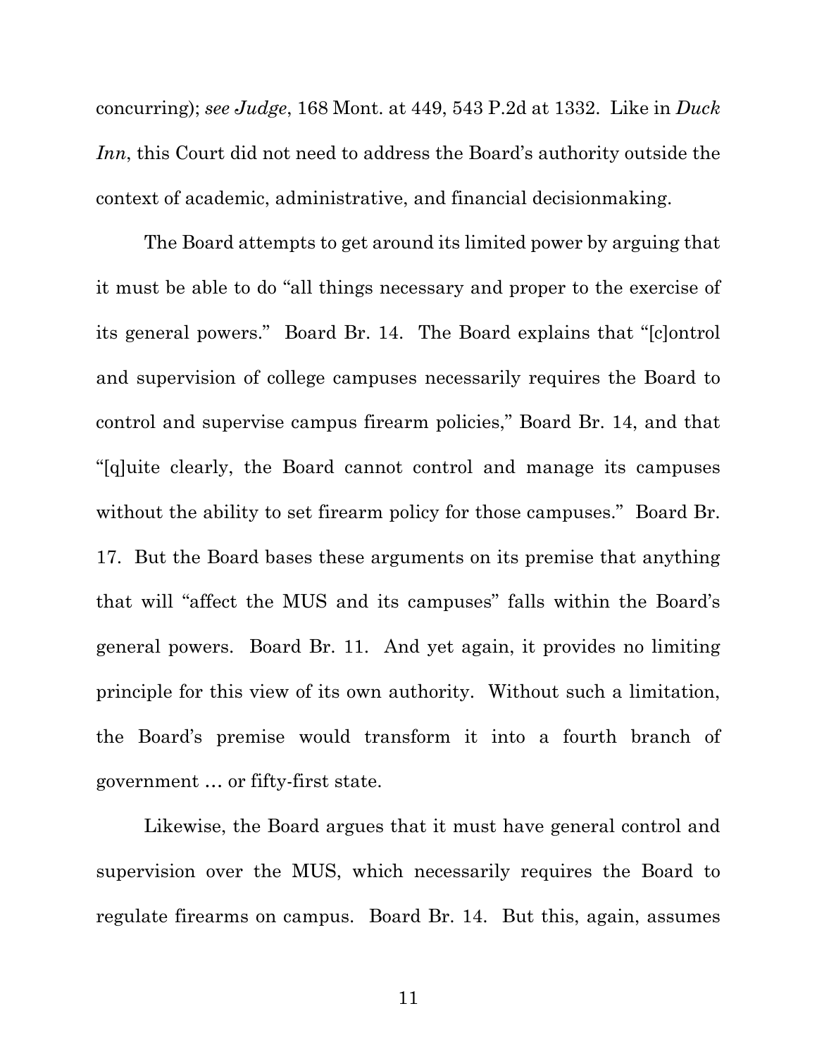concurring); *see Judge*, 168 Mont. at 449, 543 P.2d at 1332. Like in *Duck Inn*, this Court did not need to address the Board's authority outside the context of academic, administrative, and financial decisionmaking.

The Board attempts to get around its limited power by arguing that it must be able to do "all things necessary and proper to the exercise of its general powers." Board Br. 14. The Board explains that "[c]ontrol and supervision of college campuses necessarily requires the Board to control and supervise campus firearm policies," Board Br. 14, and that "[q]uite clearly, the Board cannot control and manage its campuses without the ability to set firearm policy for those campuses." Board Br. 17. But the Board bases these arguments on its premise that anything that will "affect the MUS and its campuses" falls within the Board's general powers. Board Br. 11. And yet again, it provides no limiting principle for this view of its own authority. Without such a limitation, the Board's premise would transform it into a fourth branch of government … or fifty-first state.

Likewise, the Board argues that it must have general control and supervision over the MUS, which necessarily requires the Board to regulate firearms on campus. Board Br. 14. But this, again, assumes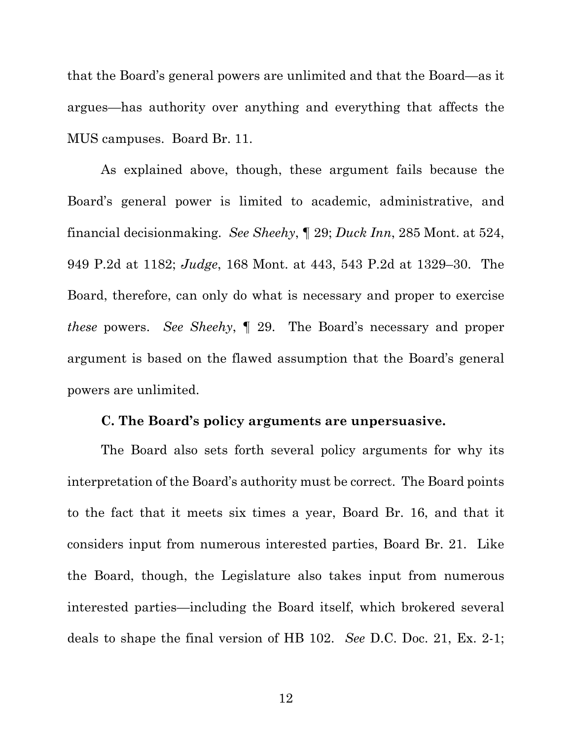that the Board's general powers are unlimited and that the Board—as it argues—has authority over anything and everything that affects the MUS campuses. Board Br. 11.

As explained above, though, these argument fails because the Board's general power is limited to academic, administrative, and financial decisionmaking. *See Sheehy*, ¶ 29; *Duck Inn*, 285 Mont. at 524, 949 P.2d at 1182; *Judge*, 168 Mont. at 443, 543 P.2d at 1329–30. The Board, therefore, can only do what is necessary and proper to exercise *these* powers. *See Sheehy*, ¶ 29. The Board's necessary and proper argument is based on the flawed assumption that the Board's general powers are unlimited.

### C. The Board's policy arguments are unpersuasive.

The Board also sets forth several policy arguments for why its interpretation of the Board's authority must be correct. The Board points to the fact that it meets six times a year, Board Br. 16, and that it considers input from numerous interested parties, Board Br. 21. Like the Board, though, the Legislature also takes input from numerous interested parties—including the Board itself, which brokered several deals to shape the final version of HB 102. *See* D.C. Doc. 21, Ex. 2-1;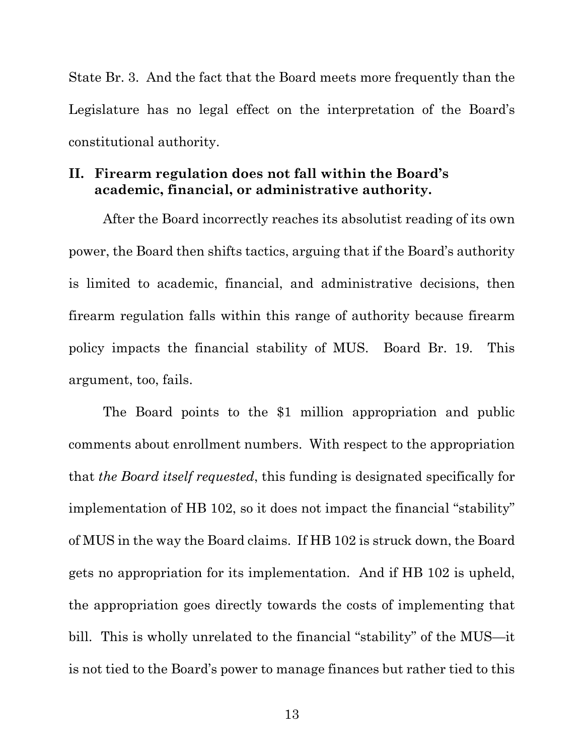State Br. 3. And the fact that the Board meets more frequently than the Legislature has no legal effect on the interpretation of the Board's constitutional authority.

## II. Firearm regulation does not fall within the Board's academic, financial, or administrative authority.

After the Board incorrectly reaches its absolutist reading of its own power, the Board then shifts tactics, arguing that if the Board's authority is limited to academic, financial, and administrative decisions, then firearm regulation falls within this range of authority because firearm policy impacts the financial stability of MUS. Board Br. 19. This argument, too, fails.

The Board points to the $1 million appropriation and public comments about enrollment numbers. With respect to the appropriation that *the Board itself requested*, this funding is designated specifically for implementation of HB 102, so it does not impact the financial "stability" of MUS in the way the Board claims. If HB 102 is struck down, the Board gets no appropriation for its implementation. And if HB 102 is upheld, the appropriation goes directly towards the costs of implementing that bill. This is wholly unrelated to the financial "stability" of the MUS—it is not tied to the Board's power to manage finances but rather tied to this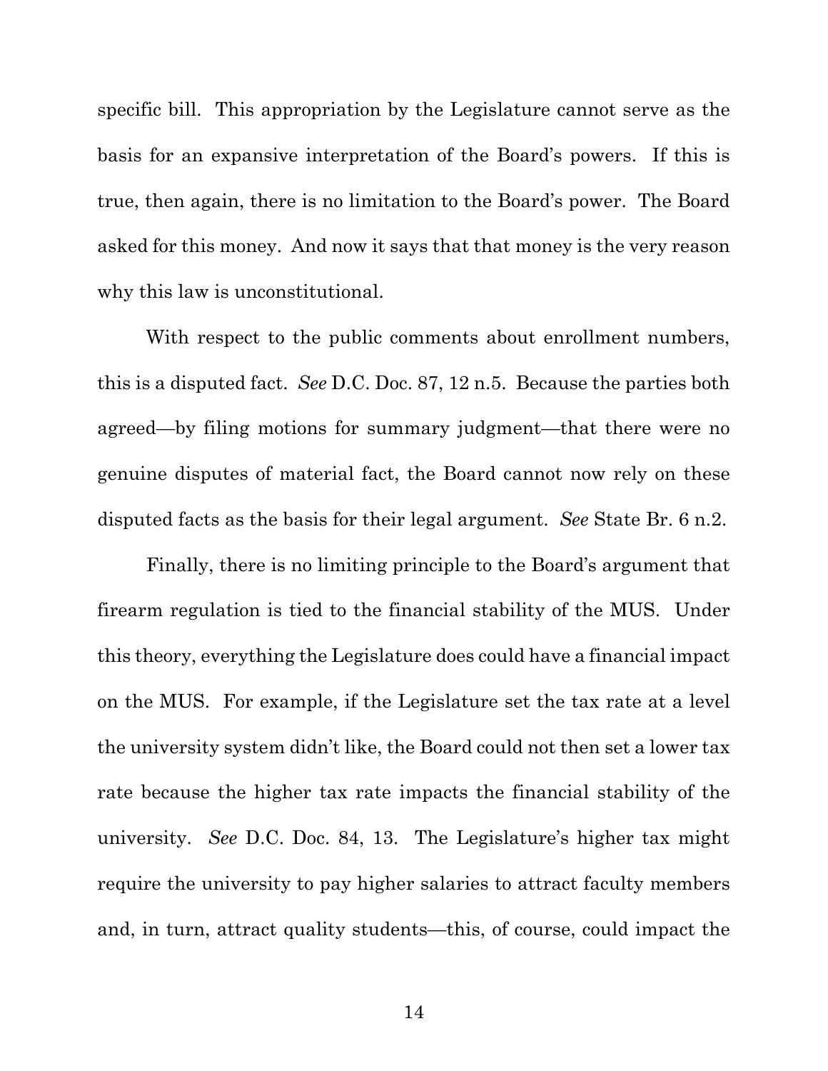specific bill. This appropriation by the Legislature cannot serve as the basis for an expansive interpretation of the Board's powers. If this is true, then again, there is no limitation to the Board's power. The Board asked for this money. And now it says that that money is the very reason why this law is unconstitutional.

With respect to the public comments about enrollment numbers, this is a disputed fact. *See* D.C. Doc. 87, 12 n.5. Because the parties both agreed—by filing motions for summary judgment—that there were no genuine disputes of material fact, the Board cannot now rely on these disputed facts as the basis for their legal argument. *See* State Br. 6 n.2.

Finally, there is no limiting principle to the Board's argument that firearm regulation is tied to the financial stability of the MUS. Under this theory, everything the Legislature does could have a financial impact on the MUS. For example, if the Legislature set the tax rate at a level the university system didn't like, the Board could not then set a lower tax rate because the higher tax rate impacts the financial stability of the university. *See* D.C. Doc. 84, 13. The Legislature's higher tax might require the university to pay higher salaries to attract faculty members and, in turn, attract quality students—this, of course, could impact the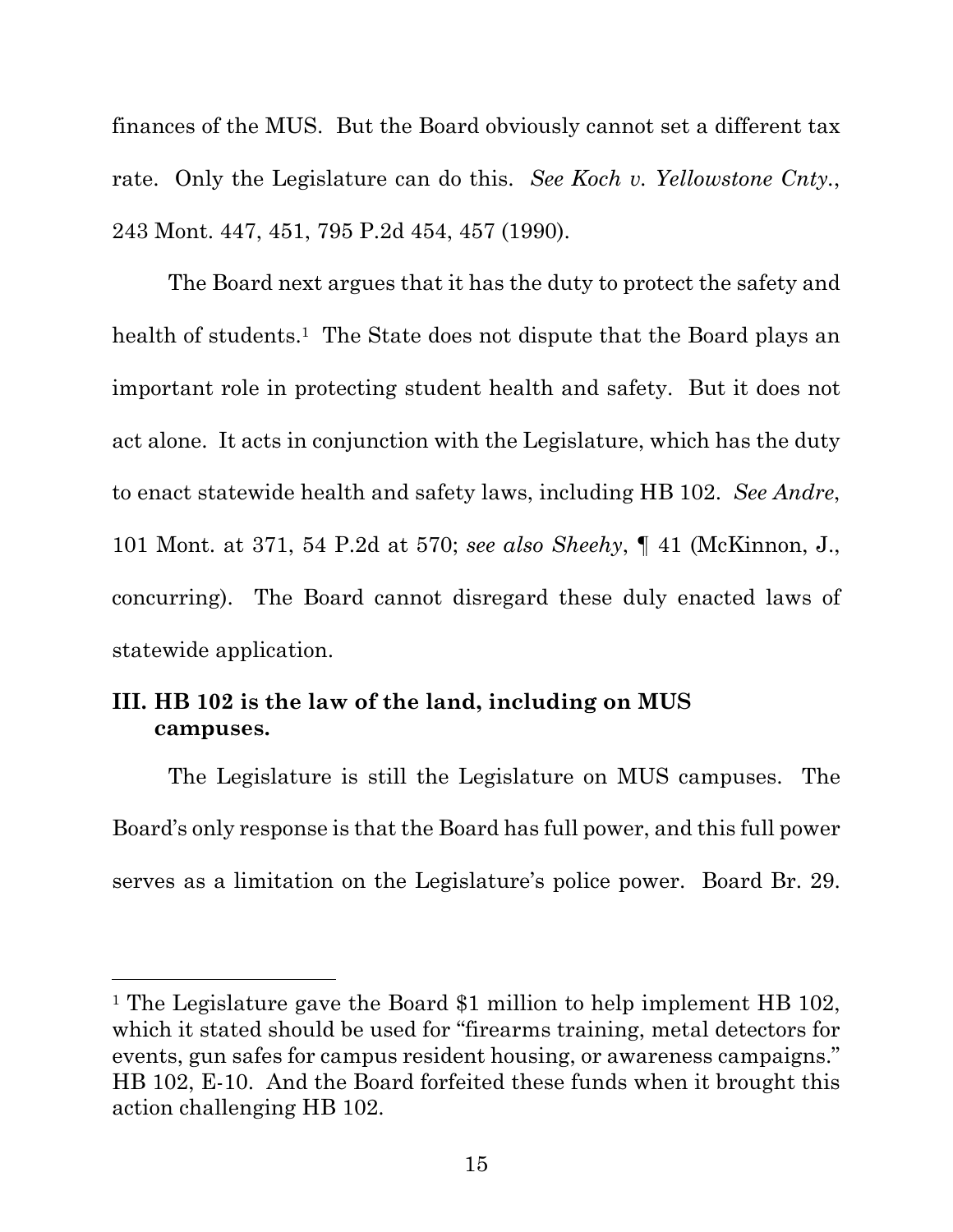finances of the MUS. But the Board obviously cannot set a different tax rate. Only the Legislature can do this. *See Koch v. Yellowstone Cnty.*, 243 Mont. 447, 451, 795 P.2d 454, 457 (1990).

The Board next argues that it has the duty to protect the safety and health of students.[1] The State does not dispute that the Board plays an important role in protecting student health and safety. But it does not act alone. It acts in conjunction with the Legislature, which has the duty to enact statewide health and safety laws, including HB 102. *See Andre*, 101 Mont. at 371, 54 P.2d at 570; *see also Sheehy*, ¶ 41 (McKinnon, J., concurring). The Board cannot disregard these duly enacted laws of statewide application.

## III. HB 102 is the law of the land, including on MUS campuses.

The Legislature is still the Legislature on MUS campuses. The Board's only response is that the Board has full power, and this full power serves as a limitation on the Legislature's police power. Board Br. 29.

---

[1] The Legislature gave the Board $1 million to help implement HB 102, which it stated should be used for "firearms training, metal detectors for events, gun safes for campus resident housing, or awareness campaigns." HB 102, E-10. And the Board forfeited these funds when it brought this action challenging HB 102.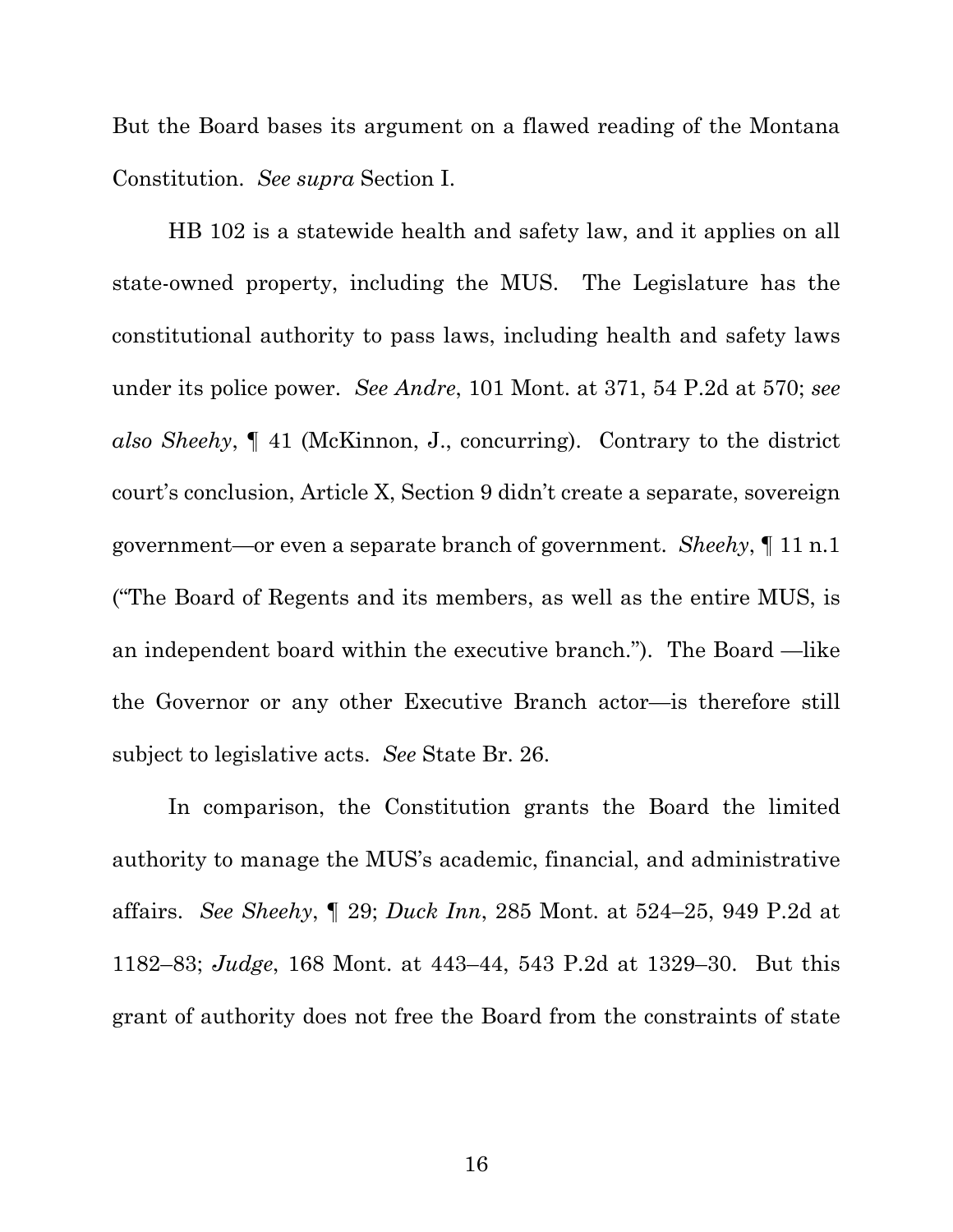But the Board bases its argument on a flawed reading of the Montana Constitution. *See supra* Section I.

HB 102 is a statewide health and safety law, and it applies on all state-owned property, including the MUS. The Legislature has the constitutional authority to pass laws, including health and safety laws under its police power. *See Andre*, 101 Mont. at 371, 54 P.2d at 570; *see also Sheehy*, ¶ 41 (McKinnon, J., concurring). Contrary to the district court's conclusion, Article X, Section 9 didn't create a separate, sovereign government—or even a separate branch of government. *Sheehy*, ¶ 11 n.1 ("The Board of Regents and its members, as well as the entire MUS, is an independent board within the executive branch."). The Board —like the Governor or any other Executive Branch actor—is therefore still subject to legislative acts. *See* State Br. 26.

In comparison, the Constitution grants the Board the limited authority to manage the MUS's academic, financial, and administrative affairs. *See Sheehy*, ¶ 29; *Duck Inn*, 285 Mont. at 524–25, 949 P.2d at 1182–83; *Judge*, 168 Mont. at 443–44, 543 P.2d at 1329–30. But this grant of authority does not free the Board from the constraints of state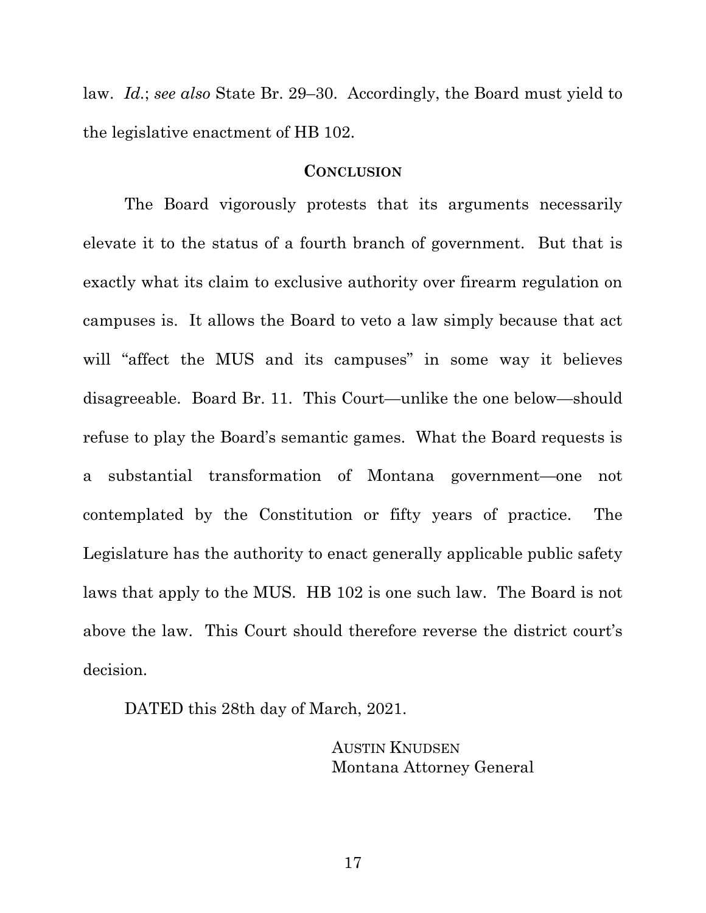law. *Id.*; *see also* State Br. 29–30. Accordingly, the Board must yield to the legislative enactment of HB 102.

## CONCLUSION

The Board vigorously protests that its arguments necessarily elevate it to the status of a fourth branch of government. But that is exactly what its claim to exclusive authority over firearm regulation on campuses is. It allows the Board to veto a law simply because that act will "affect the MUS and its campuses" in some way it believes disagreeable. Board Br. 11. This Court—unlike the one below—should refuse to play the Board's semantic games. What the Board requests is a substantial transformation of Montana government—one not contemplated by the Constitution or fifty years of practice. The Legislature has the authority to enact generally applicable public safety laws that apply to the MUS. HB 102 is one such law. The Board is not above the law. This Court should therefore reverse the district court's decision.

DATED this 28th day of March, 2021.

AUSTIN KNUDSEN
Montana Attorney General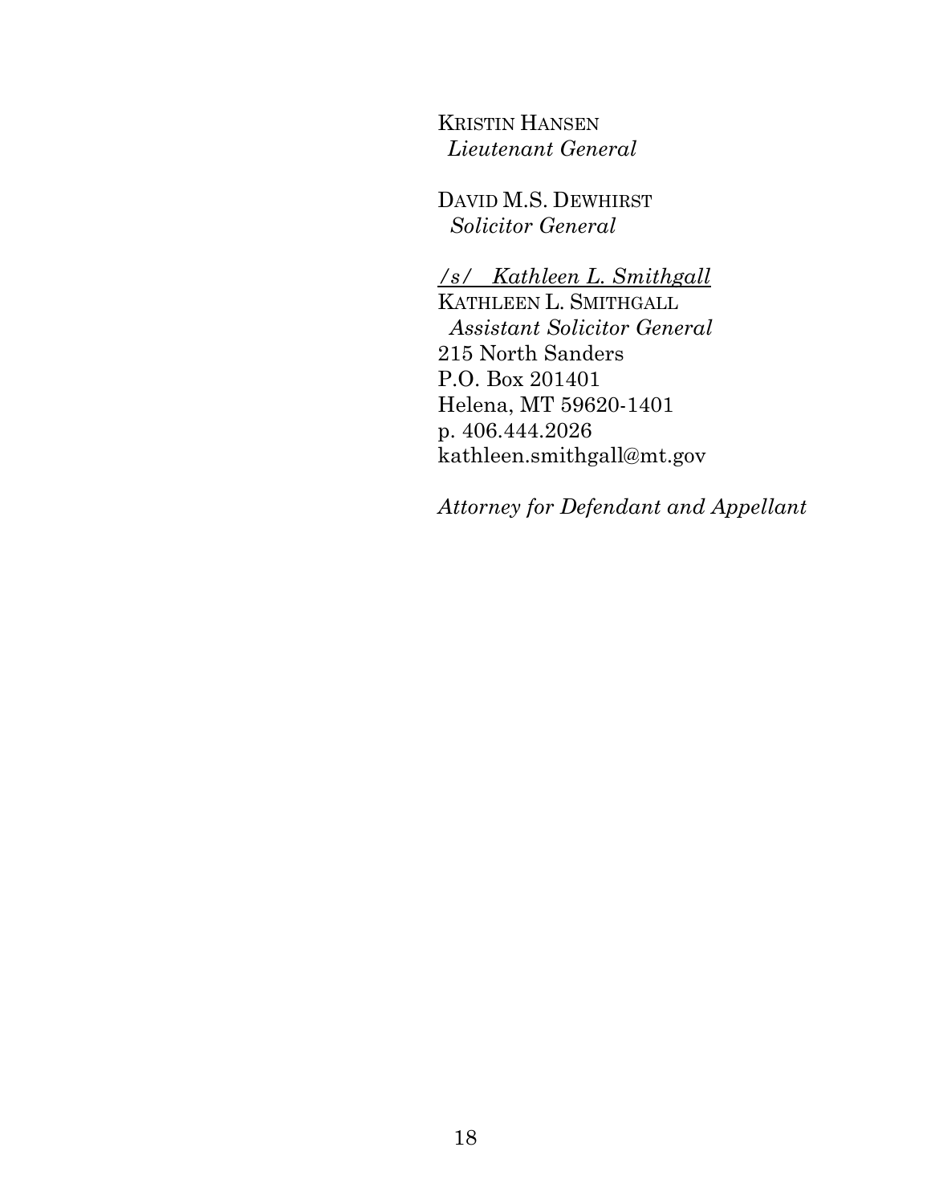KRISTIN HANSEN
*Lieutenant General*

DAVID M.S. DEWHIRST
*Solicitor General*

*/s/ Kathleen L. Smithgall*
KATHLEEN L. SMITHGALL
*Assistant Solicitor General*
215 North Sanders
P.O. Box 201401
Helena, MT 59620-1401
p. 406.444.2026
kathleen.smithgall@mt.gov

*Attorney for Defendant and Appellant*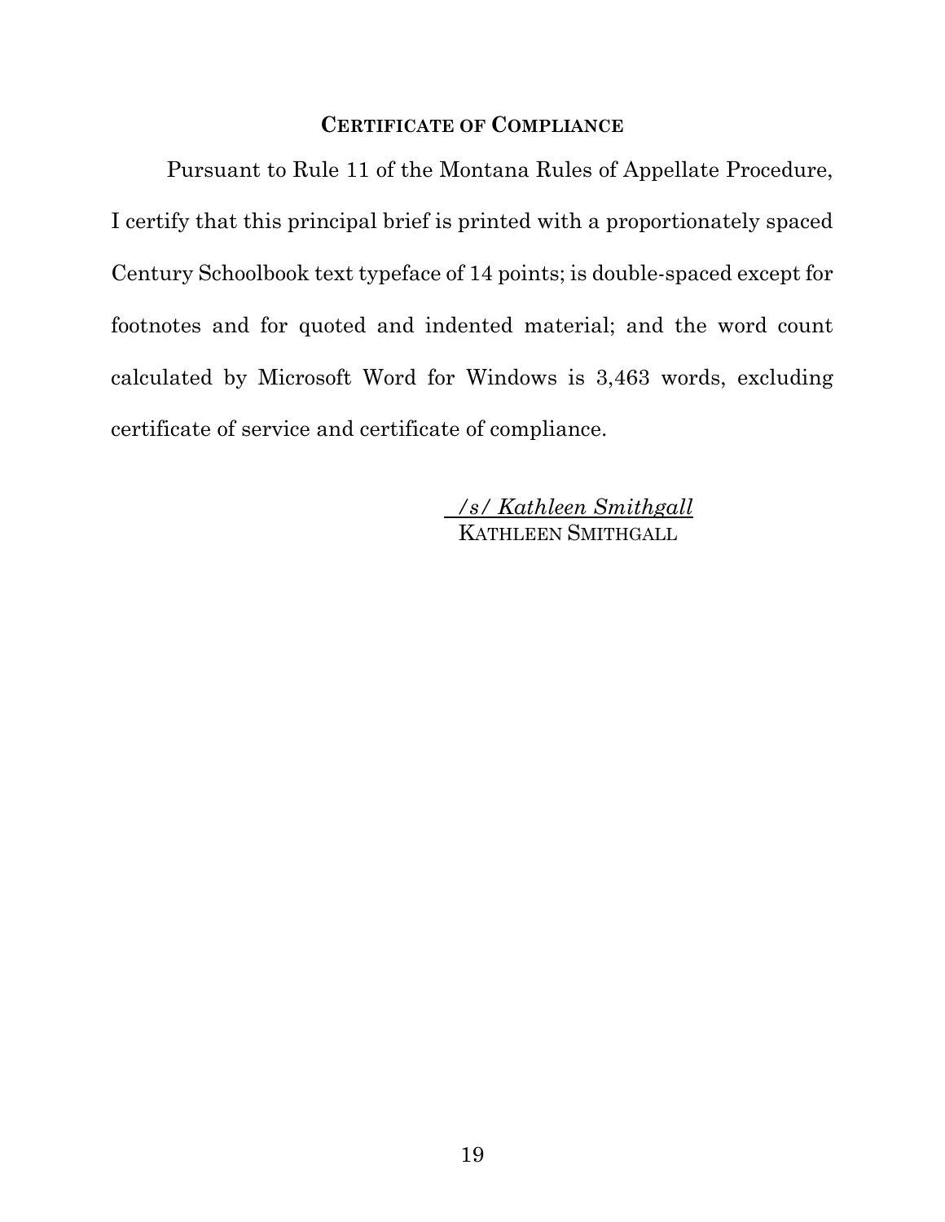## **CERTIFICATE OF COMPLIANCE**

Pursuant to Rule 11 of the Montana Rules of Appellate Procedure, I certify that this principal brief is printed with a proportionately spaced Century Schoolbook text typeface of 14 points; is double-spaced except for footnotes and for quoted and indented material; and the word count calculated by Microsoft Word for Windows is 3,463 words, excluding certificate of service and certificate of compliance.

*/s/ Kathleen Smithgall*
KATHLEEN SMITHGALL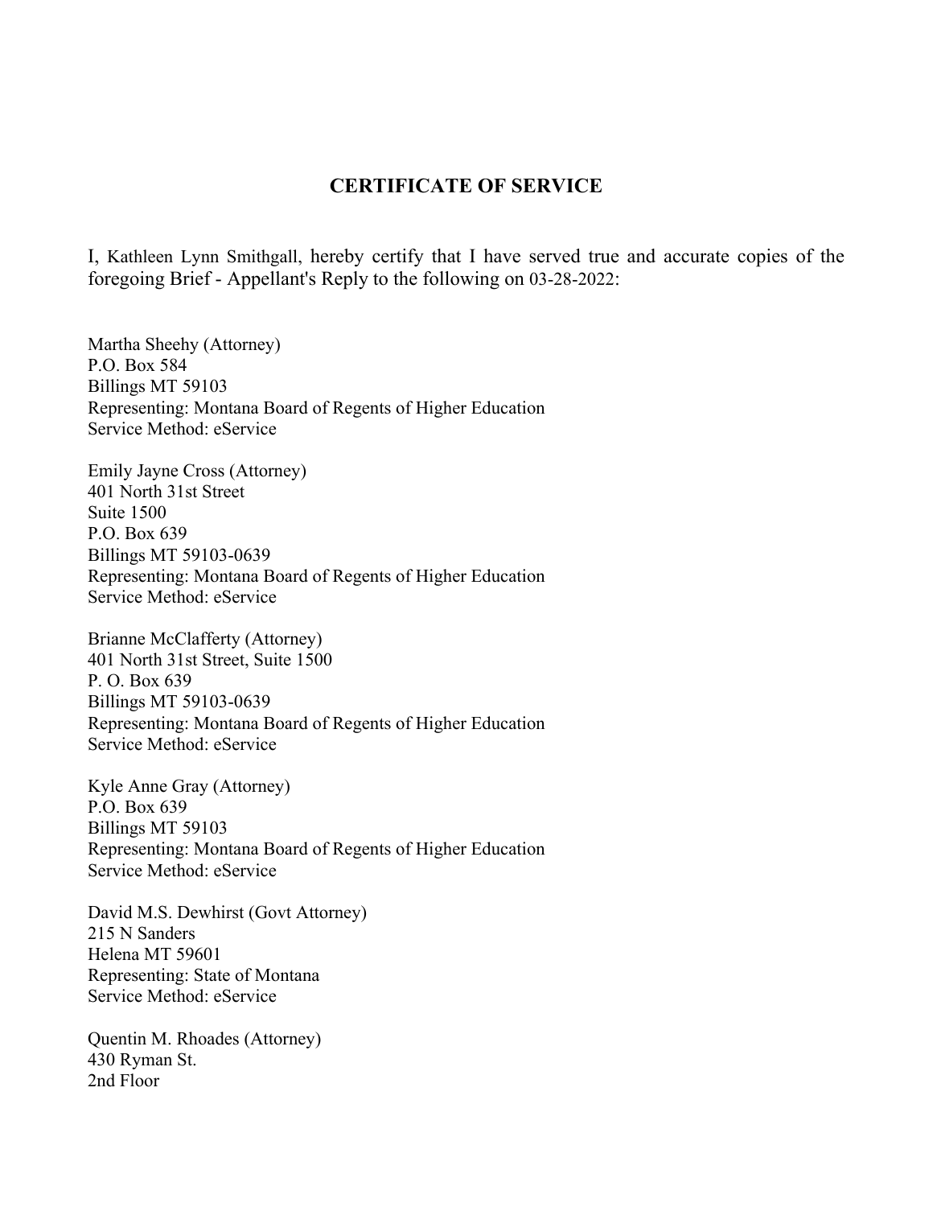## CERTIFICATE OF SERVICE

I, Kathleen Lynn Smithgall, hereby certify that I have served true and accurate copies of the foregoing Brief - Appellant's Reply to the following on 03-28-2022:

Martha Sheehy (Attorney)
P.O. Box 584
Billings MT 59103
Representing: Montana Board of Regents of Higher Education
Service Method: eService

Emily Jayne Cross (Attorney)
401 North 31st Street
Suite 1500
P.O. Box 639
Billings MT 59103-0639
Representing: Montana Board of Regents of Higher Education
Service Method: eService

Brianne McClafferty (Attorney)
401 North 31st Street, Suite 1500
P. O. Box 639
Billings MT 59103-0639
Representing: Montana Board of Regents of Higher Education
Service Method: eService

Kyle Anne Gray (Attorney)
P.O. Box 639
Billings MT 59103
Representing: Montana Board of Regents of Higher Education
Service Method: eService

David M.S. Dewhirst (Govt Attorney)
215 N Sanders
Helena MT 59601
Representing: State of Montana
Service Method: eService

Quentin M. Rhoades (Attorney)
430 Ryman St.
2nd Floor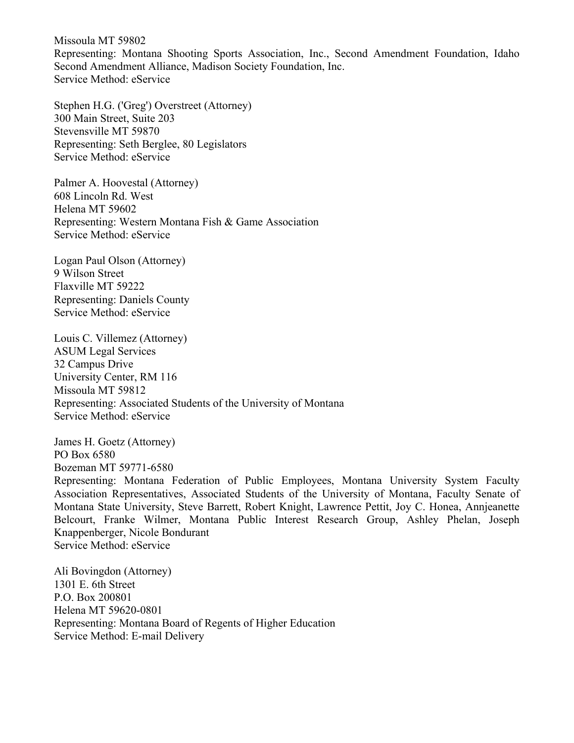Missoula MT 59802
Representing: Montana Shooting Sports Association, Inc., Second Amendment Foundation, Idaho Second Amendment Alliance, Madison Society Foundation, Inc.
Service Method: eService

Stephen H.G. ('Greg') Overstreet (Attorney)
300 Main Street, Suite 203
Stevensville MT 59870
Representing: Seth Berglee, 80 Legislators
Service Method: eService

Palmer A. Hoovestal (Attorney)
608 Lincoln Rd. West
Helena MT 59602
Representing: Western Montana Fish & Game Association
Service Method: eService

Logan Paul Olson (Attorney)
9 Wilson Street
Flaxville MT 59222
Representing: Daniels County
Service Method: eService

Louis C. Villemez (Attorney)
ASUM Legal Services
32 Campus Drive
University Center, RM 116
Missoula MT 59812
Representing: Associated Students of the University of Montana
Service Method: eService

James H. Goetz (Attorney)
PO Box 6580
Bozeman MT 59771-6580
Representing: Montana Federation of Public Employees, Montana University System Faculty Association Representatives, Associated Students of the University of Montana, Faculty Senate of Montana State University, Steve Barrett, Robert Knight, Lawrence Pettit, Joy C. Honea, Annjeanette Belcourt, Franke Wilmer, Montana Public Interest Research Group, Ashley Phelan, Joseph Knappenberger, Nicole Bondurant
Service Method: eService

Ali Bovingdon (Attorney)
1301 E. 6th Street
P.O. Box 200801
Helena MT 59620-0801
Representing: Montana Board of Regents of Higher Education
Service Method: E-mail Delivery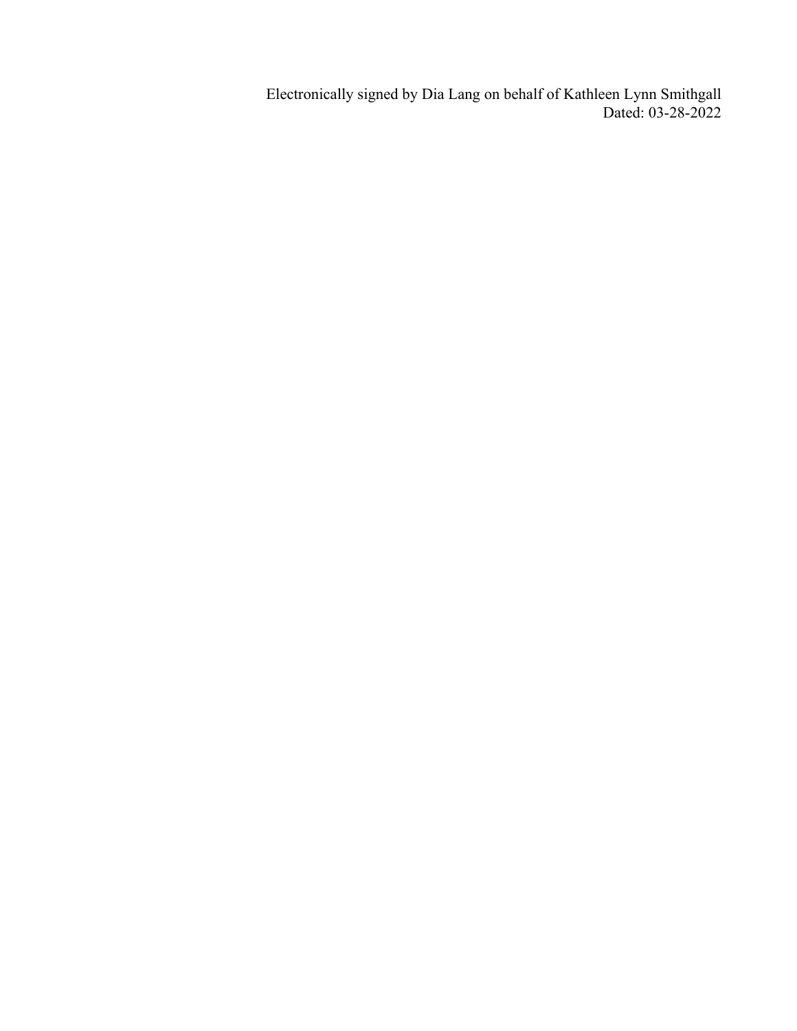Electronically signed by Dia Lang on behalf of Kathleen Lynn Smithgall
Dated: 03-28-2022